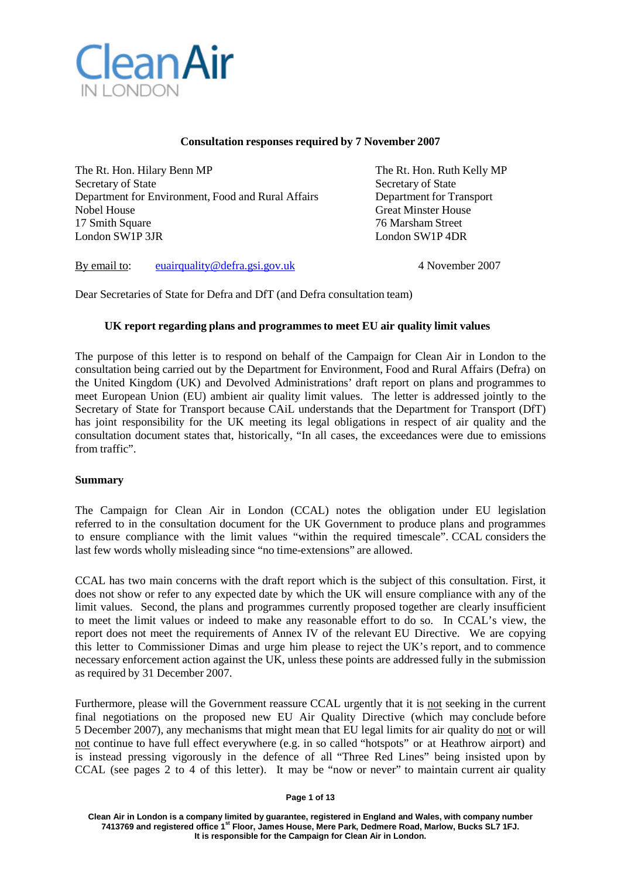Clean Air
IN LONDON

**Consultation responses required by 7 November 2007**

The Rt. Hon. Hilary Benn MP
Secretary of State
Department for Environment, Food and Rural Affairs
Nobel House
17 Smith Square
London SW1P 3JR

The Rt. Hon. Ruth Kelly MP
Secretary of State
Department for Transport
Great Minster House
76 Marsham Street
London SW1P 4DR

By email to: euairquality@defra.gsi.gov.uk

4 November 2007

Dear Secretaries of State for Defra and DfT (and Defra consultation team)

**UK report regarding plans and programmes to meet EU air quality limit values**

The purpose of this letter is to respond on behalf of the Campaign for Clean Air in London to the consultation being carried out by the Department for Environment, Food and Rural Affairs (Defra) on the United Kingdom (UK) and Devolved Administrations' draft report on plans and programmes to meet European Union (EU) ambient air quality limit values. The letter is addressed jointly to the Secretary of State for Transport because CAiL understands that the Department for Transport (DfT) has joint responsibility for the UK meeting its legal obligations in respect of air quality and the consultation document states that, historically, "In all cases, the exceedances were due to emissions from traffic".

**Summary**

The Campaign for Clean Air in London (CCAL) notes the obligation under EU legislation referred to in the consultation document for the UK Government to produce plans and programmes to ensure compliance with the limit values "within the required timescale". CCAL considers the last few words wholly misleading since "no time-extensions" are allowed.

CCAL has two main concerns with the draft report which is the subject of this consultation. First, it does not show or refer to any expected date by which the UK will ensure compliance with any of the limit values. Second, the plans and programmes currently proposed together are clearly insufficient to meet the limit values or indeed to make any reasonable effort to do so. In CCAL's view, the report does not meet the requirements of Annex IV of the relevant EU Directive. We are copying this letter to Commissioner Dimas and urge him please to reject the UK's report, and to commence necessary enforcement action against the UK, unless these points are addressed fully in the submission as required by 31 December 2007.

Furthermore, please will the Government reassure CCAL urgently that it is not seeking in the current final negotiations on the proposed new EU Air Quality Directive (which may conclude before 5 December 2007), any mechanisms that might mean that EU legal limits for air quality do not or will not continue to have full effect everywhere (e.g. in so called "hotspots" or at Heathrow airport) and is instead pressing vigorously in the defence of all "Three Red Lines" being insisted upon by CCAL (see pages 2 to 4 of this letter). It may be "now or never" to maintain current air quality

Clean Air in London is a company limited by guarantee, registered in England and Wales, with company number 7413769 and registered office 1st Floor, James House, Mere Park, Dedmere Road, Marlow, Bucks SL7 1FJ. It is responsible for the Campaign for Clean Air in London.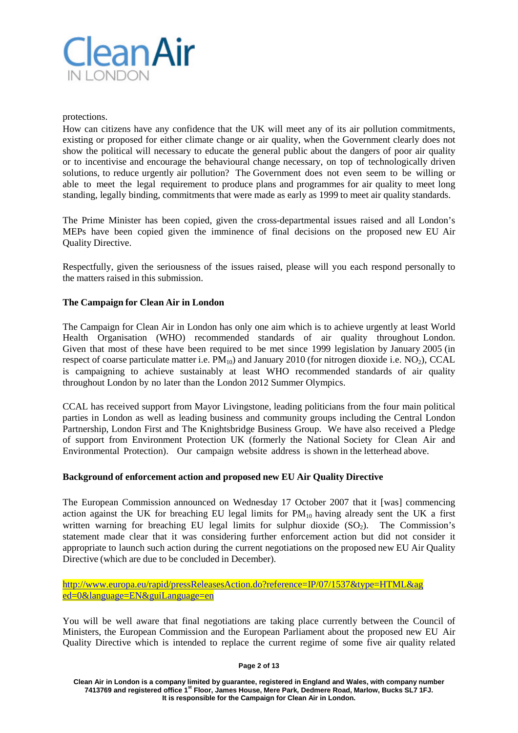protections.

How can citizens have any confidence that the UK will meet any of its air pollution commitments, existing or proposed for either climate change or air quality, when the Government clearly does not show the political will necessary to educate the general public about the dangers of poor air quality or to incentivise and encourage the behavioural change necessary, on top of technologically driven solutions, to reduce urgently air pollution? The Government does not even seem to be willing or able to meet the legal requirement to produce plans and programmes for air quality to meet long standing, legally binding, commitments that were made as early as 1999 to meet air quality standards.

The Prime Minister has been copied, given the cross-departmental issues raised and all London's MEPs have been copied given the imminence of final decisions on the proposed new EU Air Quality Directive.

Respectfully, given the seriousness of the issues raised, please will you each respond personally to the matters raised in this submission.

**The Campaign for Clean Air in London**

The Campaign for Clean Air in London has only one aim which is to achieve urgently at least World Health Organisation (WHO) recommended standards of air quality throughout London. Given that most of these have been required to be met since 1999 legislation by January 2005 (in respect of coarse particulate matter i.e. $PM_{10}$) and January 2010 (for nitrogen dioxide i.e. $NO_2$), CCAL is campaigning to achieve sustainably at least WHO recommended standards of air quality throughout London by no later than the London 2012 Summer Olympics.

CCAL has received support from Mayor Livingstone, leading politicians from the four main political parties in London as well as leading business and community groups including the Central London Partnership, London First and The Knightsbridge Business Group. We have also received a Pledge of support from Environment Protection UK (formerly the National Society for Clean Air and Environmental Protection). Our campaign website address is shown in the letterhead above.

**Background of enforcement action and proposed new EU Air Quality Directive**

The European Commission announced on Wednesday 17 October 2007 that it [was] commencing action against the UK for breaching EU legal limits for $PM_{10}$ having already sent the UK a first written warning for breaching EU legal limits for sulphur dioxide ($SO_2$). The Commission's statement made clear that it was considering further enforcement action but did not consider it appropriate to launch such action during the current negotiations on the proposed new EU Air Quality Directive (which are due to be concluded in December).

http://www.europa.eu/rapid/pressReleasesAction.do?reference=IP/07/1537&type=HTML&aged=0&language=EN&guiLanguage=en

You will be well aware that final negotiations are taking place currently between the Council of Ministers, the European Commission and the European Parliament about the proposed new EU Air Quality Directive which is intended to replace the current regime of some five air quality related

Clean Air in London is a company limited by guarantee, registered in England and Wales, with company number 7413769 and registered office 1st Floor, James House, Mere Park, Dedmere Road, Marlow, Bucks SL7 1FJ. It is responsible for the Campaign for Clean Air in London.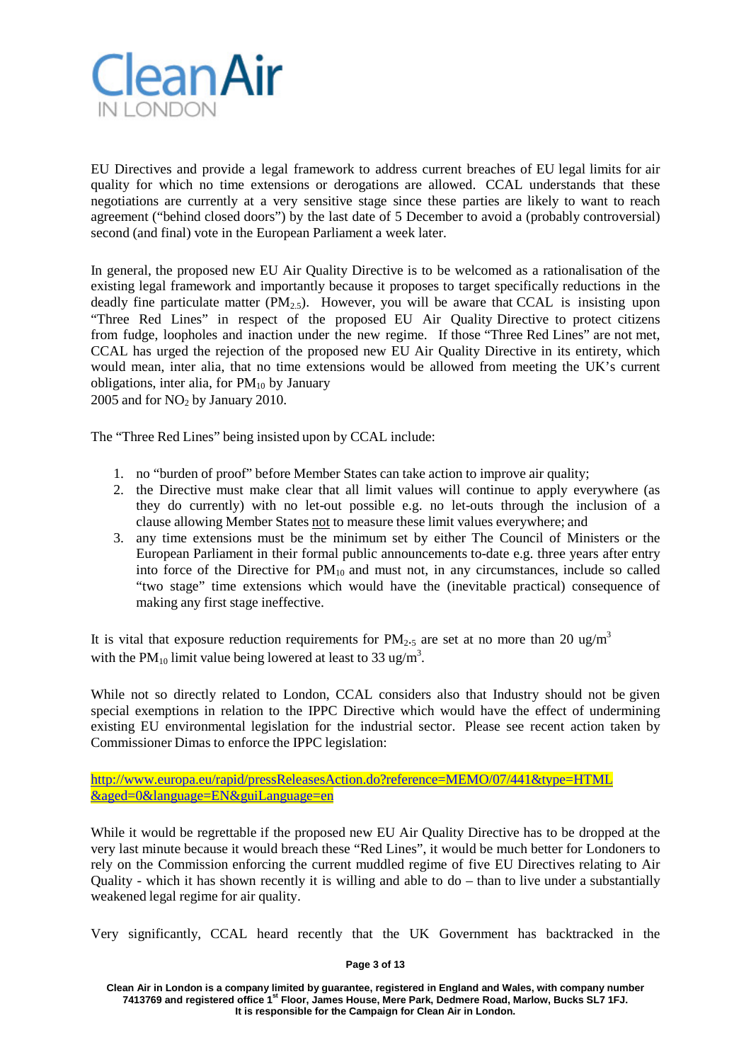EU Directives and provide a legal framework to address current breaches of EU legal limits for air quality for which no time extensions or derogations are allowed. CCAL understands that these negotiations are currently at a very sensitive stage since these parties are likely to want to reach agreement ("behind closed doors") by the last date of 5 December to avoid a (probably controversial) second (and final) vote in the European Parliament a week later.

In general, the proposed new EU Air Quality Directive is to be welcomed as a rationalisation of the existing legal framework and importantly because it proposes to target specifically reductions in the deadly fine particulate matter ($PM_{2.5}$). However, you will be aware that CCAL is insisting upon "Three Red Lines" in respect of the proposed EU Air Quality Directive to protect citizens from fudge, loopholes and inaction under the new regime. If those "Three Red Lines" are not met, CCAL has urged the rejection of the proposed new EU Air Quality Directive in its entirety, which would mean, inter alia, that no time extensions would be allowed from meeting the UK's current obligations, inter alia, for $PM_{10}$ by January 2005 and for $NO_2$ by January 2010.

The "Three Red Lines" being insisted upon by CCAL include:

1. no "burden of proof" before Member States can take action to improve air quality;
2. the Directive must make clear that all limit values will continue to apply everywhere (as they do currently) with no let-out possible e.g. no let-outs through the inclusion of a clause allowing Member States not to measure these limit values everywhere; and
3. any time extensions must be the minimum set by either The Council of Ministers or the European Parliament in their formal public announcements to-date e.g. three years after entry into force of the Directive for $PM_{10}$ and must not, in any circumstances, include so called "two stage" time extensions which would have the (inevitable practical) consequence of making any first stage ineffective.

It is vital that exposure reduction requirements for $PM_{2.5}$ are set at no more than 20 ug/m$^3$ with the $PM_{10}$ limit value being lowered at least to 33 ug/m$^3$.

While not so directly related to London, CCAL considers also that Industry should not be given special exemptions in relation to the IPPC Directive which would have the effect of undermining existing EU environmental legislation for the industrial sector. Please see recent action taken by Commissioner Dimas to enforce the IPPC legislation:

http://www.europa.eu/rapid/pressReleasesAction.do?reference=MEMO/07/441&type=HTML&aged=0&language=EN&guiLanguage=en

While it would be regrettable if the proposed new EU Air Quality Directive has to be dropped at the very last minute because it would breach these "Red Lines", it would be much better for Londoners to rely on the Commission enforcing the current muddled regime of five EU Directives relating to Air Quality - which it has shown recently it is willing and able to do – than to live under a substantially weakened legal regime for air quality.

Very significantly, CCAL heard recently that the UK Government has backtracked in the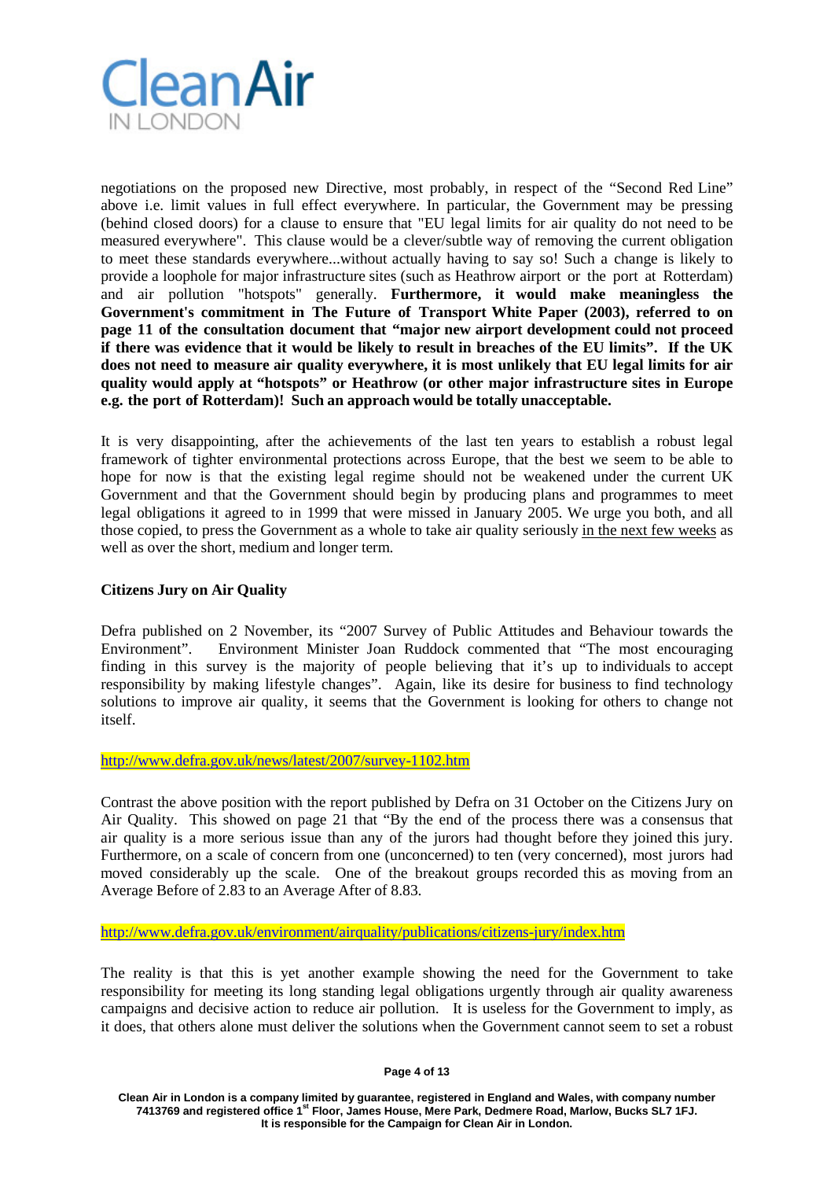negotiations on the proposed new Directive, most probably, in respect of the "Second Red Line" above i.e. limit values in full effect everywhere. In particular, the Government may be pressing (behind closed doors) for a clause to ensure that "EU legal limits for air quality do not need to be measured everywhere". This clause would be a clever/subtle way of removing the current obligation to meet these standards everywhere...without actually having to say so! Such a change is likely to provide a loophole for major infrastructure sites (such as Heathrow airport or the port at Rotterdam) and air pollution "hotspots" generally. **Furthermore, it would make meaningless the Government's commitment in The Future of Transport White Paper (2003), referred to on page 11 of the consultation document that "major new airport development could not proceed if there was evidence that it would be likely to result in breaches of the EU limits". If the UK does not need to measure air quality everywhere, it is most unlikely that EU legal limits for air quality would apply at "hotspots" or Heathrow (or other major infrastructure sites in Europe e.g. the port of Rotterdam)! Such an approach would be totally unacceptable.**

It is very disappointing, after the achievements of the last ten years to establish a robust legal framework of tighter environmental protections across Europe, that the best we seem to be able to hope for now is that the existing legal regime should not be weakened under the current UK Government and that the Government should begin by producing plans and programmes to meet legal obligations it agreed to in 1999 that were missed in January 2005. We urge you both, and all those copied, to press the Government as a whole to take air quality seriously in the next few weeks as well as over the short, medium and longer term.

**Citizens Jury on Air Quality**

Defra published on 2 November, its "2007 Survey of Public Attitudes and Behaviour towards the Environment". Environment Minister Joan Ruddock commented that "The most encouraging finding in this survey is the majority of people believing that it's up to individuals to accept responsibility by making lifestyle changes". Again, like its desire for business to find technology solutions to improve air quality, it seems that the Government is looking for others to change not itself.

http://www.defra.gov.uk/news/latest/2007/survey-1102.htm

Contrast the above position with the report published by Defra on 31 October on the Citizens Jury on Air Quality. This showed on page 21 that "By the end of the process there was a consensus that air quality is a more serious issue than any of the jurors had thought before they joined this jury. Furthermore, on a scale of concern from one (unconcerned) to ten (very concerned), most jurors had moved considerably up the scale. One of the breakout groups recorded this as moving from an Average Before of 2.83 to an Average After of 8.83.

http://www.defra.gov.uk/environment/airquality/publications/citizens-jury/index.htm

The reality is that this is yet another example showing the need for the Government to take responsibility for meeting its long standing legal obligations urgently through air quality awareness campaigns and decisive action to reduce air pollution. It is useless for the Government to imply, as it does, that others alone must deliver the solutions when the Government cannot seem to set a robust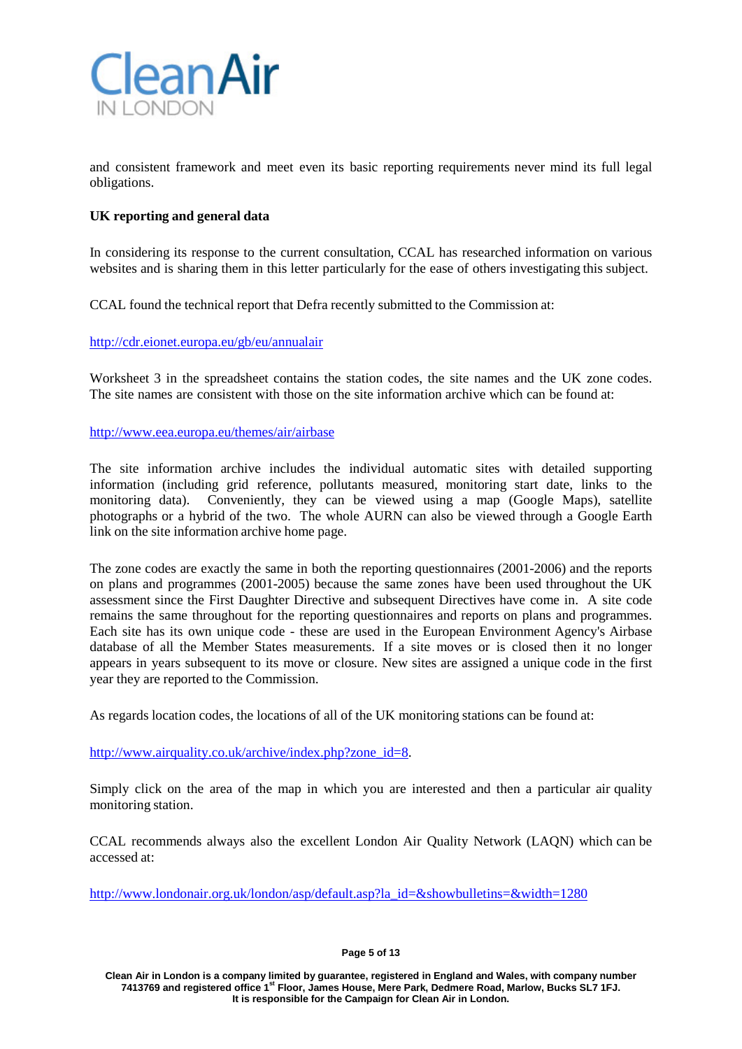and consistent framework and meet even its basic reporting requirements never mind its full legal obligations.

**UK reporting and general data**

In considering its response to the current consultation, CCAL has researched information on various websites and is sharing them in this letter particularly for the ease of others investigating this subject.

CCAL found the technical report that Defra recently submitted to the Commission at:

http://cdr.eionet.europa.eu/gb/eu/annualair

Worksheet 3 in the spreadsheet contains the station codes, the site names and the UK zone codes. The site names are consistent with those on the site information archive which can be found at:

http://www.eea.europa.eu/themes/air/airbase

The site information archive includes the individual automatic sites with detailed supporting information (including grid reference, pollutants measured, monitoring start date, links to the monitoring data). Conveniently, they can be viewed using a map (Google Maps), satellite photographs or a hybrid of the two. The whole AURN can also be viewed through a Google Earth link on the site information archive home page.

The zone codes are exactly the same in both the reporting questionnaires (2001-2006) and the reports on plans and programmes (2001-2005) because the same zones have been used throughout the UK assessment since the First Daughter Directive and subsequent Directives have come in. A site code remains the same throughout for the reporting questionnaires and reports on plans and programmes. Each site has its own unique code - these are used in the European Environment Agency's Airbase database of all the Member States measurements. If a site moves or is closed then it no longer appears in years subsequent to its move or closure. New sites are assigned a unique code in the first year they are reported to the Commission.

As regards location codes, the locations of all of the UK monitoring stations can be found at:

http://www.airquality.co.uk/archive/index.php?zone_id=8.

Simply click on the area of the map in which you are interested and then a particular air quality monitoring station.

CCAL recommends always also the excellent London Air Quality Network (LAQN) which can be accessed at:

http://www.londonair.org.uk/london/asp/default.asp?la_id=&showbulletins=&width=1280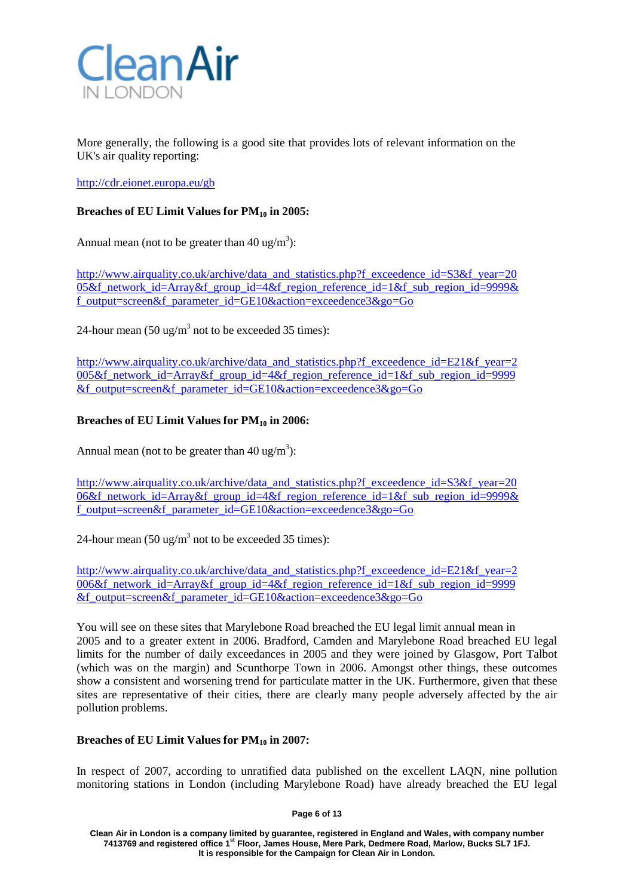More generally, the following is a good site that provides lots of relevant information on the UK's air quality reporting:

http://cdr.eionet.europa.eu/gb

**Breaches of EU Limit Values for $PM_{10}$ in 2005:**

Annual mean (not to be greater than 40 ug/$m^3$):

http://www.airquality.co.uk/archive/data_and_statistics.php?f_exceedence_id=S3&f_year=2005&f_network_id=Array&f_group_id=4&f_region_reference_id=1&f_sub_region_id=9999&f_output=screen&f_parameter_id=GE10&action=exceedence3&go=Go

24-hour mean (50 ug/$m^3$ not to be exceeded 35 times):

http://www.airquality.co.uk/archive/data_and_statistics.php?f_exceedence_id=E21&f_year=2005&f_network_id=Array&f_group_id=4&f_region_reference_id=1&f_sub_region_id=9999&f_output=screen&f_parameter_id=GE10&action=exceedence3&go=Go

**Breaches of EU Limit Values for $PM_{10}$ in 2006:**

Annual mean (not to be greater than 40 ug/$m^3$):

http://www.airquality.co.uk/archive/data_and_statistics.php?f_exceedence_id=S3&f_year=2006&f_network_id=Array&f_group_id=4&f_region_reference_id=1&f_sub_region_id=9999&f_output=screen&f_parameter_id=GE10&action=exceedence3&go=Go

24-hour mean (50 ug/$m^3$ not to be exceeded 35 times):

http://www.airquality.co.uk/archive/data_and_statistics.php?f_exceedence_id=E21&f_year=2006&f_network_id=Array&f_group_id=4&f_region_reference_id=1&f_sub_region_id=9999&f_output=screen&f_parameter_id=GE10&action=exceedence3&go=Go

You will see on these sites that Marylebone Road breached the EU legal limit annual mean in 2005 and to a greater extent in 2006. Bradford, Camden and Marylebone Road breached EU legal limits for the number of daily exceedances in 2005 and they were joined by Glasgow, Port Talbot (which was on the margin) and Scunthorpe Town in 2006. Amongst other things, these outcomes show a consistent and worsening trend for particulate matter in the UK. Furthermore, given that these sites are representative of their cities, there are clearly many people adversely affected by the air pollution problems.

**Breaches of EU Limit Values for $PM_{10}$ in 2007:**

In respect of 2007, according to unratified data published on the excellent LAQN, nine pollution monitoring stations in London (including Marylebone Road) have already breached the EU legal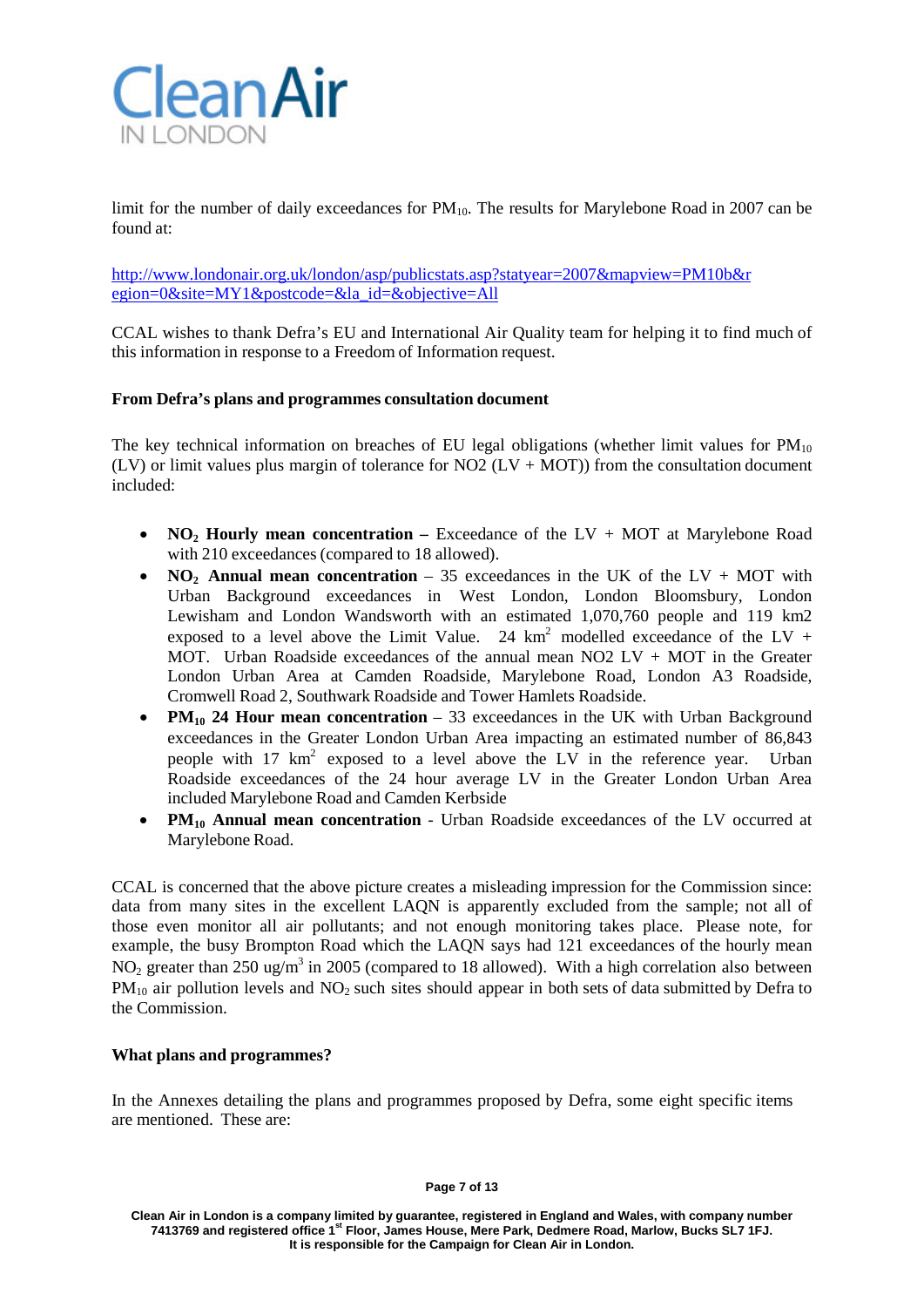limit for the number of daily exceedances for $PM_{10}$. The results for Marylebone Road in 2007 can be found at:

http://www.londonair.org.uk/london/asp/publicstats.asp?statyear=2007&mapview=PM10b&region=0&site=MY1&postcode=&la_id=&objective=All

CCAL wishes to thank Defra's EU and International Air Quality team for helping it to find much of this information in response to a Freedom of Information request.

**From Defra's plans and programmes consultation document**

The key technical information on breaches of EU legal obligations (whether limit values for $PM_{10}$ (LV) or limit values plus margin of tolerance for NO2 (LV + MOT)) from the consultation document included:

- **$NO_2$ Hourly mean concentration –** Exceedance of the LV + MOT at Marylebone Road with 210 exceedances (compared to 18 allowed).
- **$NO_2$ Annual mean concentration** – 35 exceedances in the UK of the LV + MOT with Urban Background exceedances in West London, London Bloomsbury, London Lewisham and London Wandsworth with an estimated 1,070,760 people and 119 km2 exposed to a level above the Limit Value. 24 $km^2$ modelled exceedance of the LV + MOT. Urban Roadside exceedances of the annual mean NO2 LV + MOT in the Greater London Urban Area at Camden Roadside, Marylebone Road, London A3 Roadside, Cromwell Road 2, Southwark Roadside and Tower Hamlets Roadside.
- **$PM_{10}$ 24 Hour mean concentration** – 33 exceedances in the UK with Urban Background exceedances in the Greater London Urban Area impacting an estimated number of 86,843 people with 17 $km^2$ exposed to a level above the LV in the reference year. Urban Roadside exceedances of the 24 hour average LV in the Greater London Urban Area included Marylebone Road and Camden Kerbside
- **$PM_{10}$ Annual mean concentration** - Urban Roadside exceedances of the LV occurred at Marylebone Road.

CCAL is concerned that the above picture creates a misleading impression for the Commission since: data from many sites in the excellent LAQN is apparently excluded from the sample; not all of those even monitor all air pollutants; and not enough monitoring takes place. Please note, for example, the busy Brompton Road which the LAQN says had 121 exceedances of the hourly mean $NO_2$ greater than 250 $ug/m^3$ in 2005 (compared to 18 allowed). With a high correlation also between $PM_{10}$ air pollution levels and $NO_2$ such sites should appear in both sets of data submitted by Defra to the Commission.

**What plans and programmes?**

In the Annexes detailing the plans and programmes proposed by Defra, some eight specific items are mentioned. These are: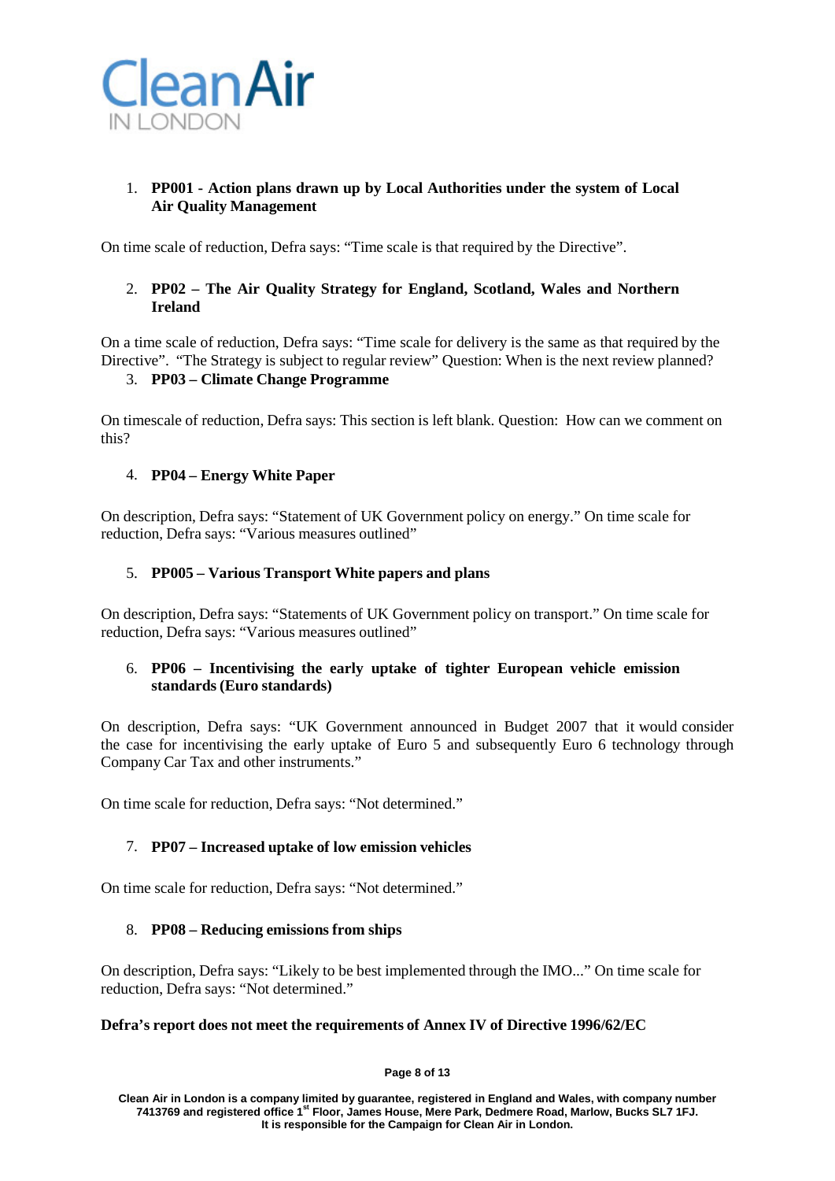1. **PP001 - Action plans drawn up by Local Authorities under the system of Local Air Quality Management**

On time scale of reduction, Defra says: "Time scale is that required by the Directive".

2. **PP02 – The Air Quality Strategy for England, Scotland, Wales and Northern Ireland**

On a time scale of reduction, Defra says: "Time scale for delivery is the same as that required by the Directive". "The Strategy is subject to regular review" Question: When is the next review planned?

3. **PP03 – Climate Change Programme**

On timescale of reduction, Defra says: This section is left blank. Question: How can we comment on this?

4. **PP04 – Energy White Paper**

On description, Defra says: "Statement of UK Government policy on energy." On time scale for reduction, Defra says: "Various measures outlined"

5. **PP005 – Various Transport White papers and plans**

On description, Defra says: "Statements of UK Government policy on transport." On time scale for reduction, Defra says: "Various measures outlined"

6. **PP06 – Incentivising the early uptake of tighter European vehicle emission standards (Euro standards)**

On description, Defra says: "UK Government announced in Budget 2007 that it would consider the case for incentivising the early uptake of Euro 5 and subsequently Euro 6 technology through Company Car Tax and other instruments."

On time scale for reduction, Defra says: "Not determined."

7. **PP07 – Increased uptake of low emission vehicles**

On time scale for reduction, Defra says: "Not determined."

8. **PP08 – Reducing emissions from ships**

On description, Defra says: "Likely to be best implemented through the IMO..." On time scale for reduction, Defra says: "Not determined."

**Defra's report does not meet the requirements of Annex IV of Directive 1996/62/EC**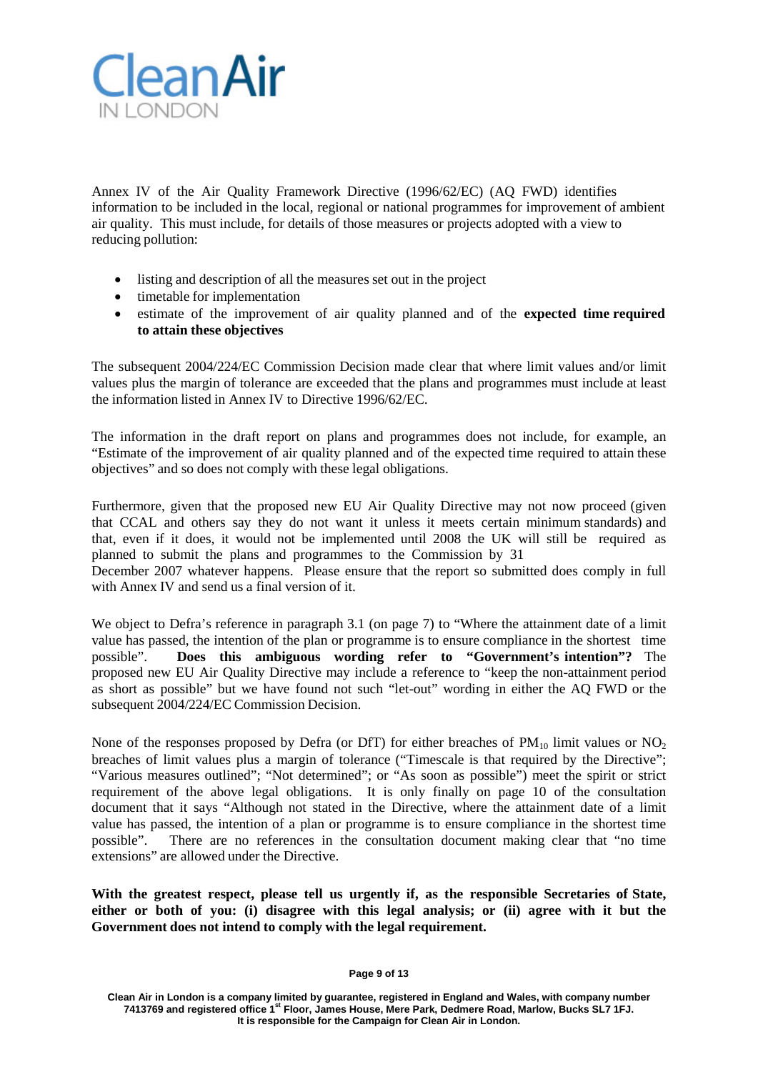Annex IV of the Air Quality Framework Directive (1996/62/EC) (AQ FWD) identifies information to be included in the local, regional or national programmes for improvement of ambient air quality. This must include, for details of those measures or projects adopted with a view to reducing pollution:

- listing and description of all the measures set out in the project
- timetable for implementation
- estimate of the improvement of air quality planned and of the **expected time required to attain these objectives**

The subsequent 2004/224/EC Commission Decision made clear that where limit values and/or limit values plus the margin of tolerance are exceeded that the plans and programmes must include at least the information listed in Annex IV to Directive 1996/62/EC.

The information in the draft report on plans and programmes does not include, for example, an "Estimate of the improvement of air quality planned and of the expected time required to attain these objectives" and so does not comply with these legal obligations.

Furthermore, given that the proposed new EU Air Quality Directive may not now proceed (given that CCAL and others say they do not want it unless it meets certain minimum standards) and that, even if it does, it would not be implemented until 2008 the UK will still be required as planned to submit the plans and programmes to the Commission by 31 December 2007 whatever happens. Please ensure that the report so submitted does comply in full with Annex IV and send us a final version of it.

We object to Defra's reference in paragraph 3.1 (on page 7) to "Where the attainment date of a limit value has passed, the intention of the plan or programme is to ensure compliance in the shortest time possible". **Does this ambiguous wording refer to "Government's intention"?** The proposed new EU Air Quality Directive may include a reference to "keep the non-attainment period as short as possible" but we have found not such "let-out" wording in either the AQ FWD or the subsequent 2004/224/EC Commission Decision.

None of the responses proposed by Defra (or DfT) for either breaches of $PM_{10}$ limit values or $NO_2$ breaches of limit values plus a margin of tolerance ("Timescale is that required by the Directive"; "Various measures outlined"; "Not determined"; or "As soon as possible") meet the spirit or strict requirement of the above legal obligations. It is only finally on page 10 of the consultation document that it says "Although not stated in the Directive, where the attainment date of a limit value has passed, the intention of a plan or programme is to ensure compliance in the shortest time possible". There are no references in the consultation document making clear that "no time extensions" are allowed under the Directive.

**With the greatest respect, please tell us urgently if, as the responsible Secretaries of State, either or both of you: (i) disagree with this legal analysis; or (ii) agree with it but the Government does not intend to comply with the legal requirement.**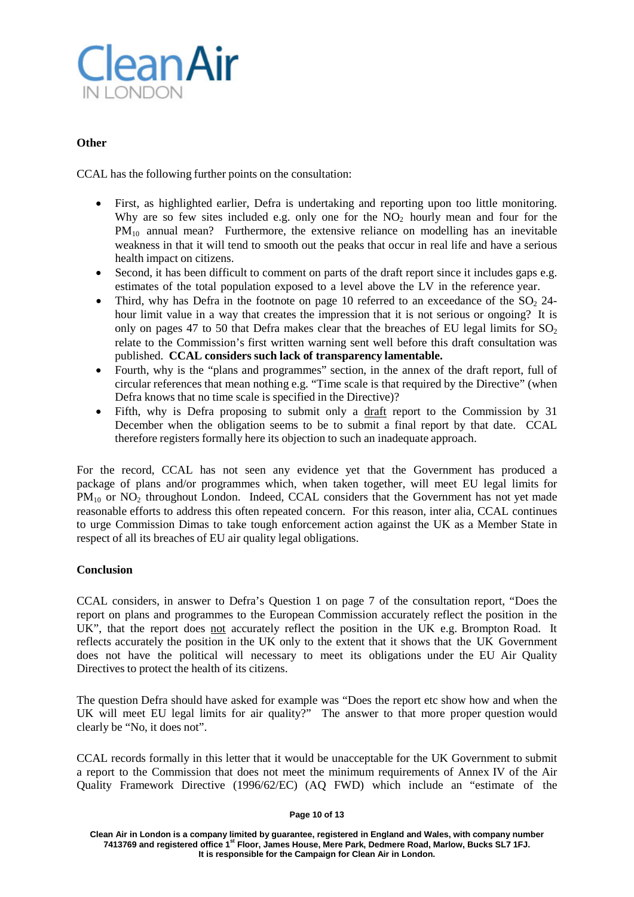**Other**

CCAL has the following further points on the consultation:

- First, as highlighted earlier, Defra is undertaking and reporting upon too little monitoring. Why are so few sites included e.g. only one for the $NO_2$ hourly mean and four for the $PM_{10}$ annual mean? Furthermore, the extensive reliance on modelling has an inevitable weakness in that it will tend to smooth out the peaks that occur in real life and have a serious health impact on citizens.
- Second, it has been difficult to comment on parts of the draft report since it includes gaps e.g. estimates of the total population exposed to a level above the LV in the reference year.
- Third, why has Defra in the footnote on page 10 referred to an exceedance of the $SO_2$ 24-hour limit value in a way that creates the impression that it is not serious or ongoing? It is only on pages 47 to 50 that Defra makes clear that the breaches of EU legal limits for $SO_2$ relate to the Commission's first written warning sent well before this draft consultation was published. **CCAL considers such lack of transparency lamentable.**
- Fourth, why is the "plans and programmes" section, in the annex of the draft report, full of circular references that mean nothing e.g. "Time scale is that required by the Directive" (when Defra knows that no time scale is specified in the Directive)?
- Fifth, why is Defra proposing to submit only a draft report to the Commission by 31 December when the obligation seems to be to submit a final report by that date. CCAL therefore registers formally here its objection to such an inadequate approach.

For the record, CCAL has not seen any evidence yet that the Government has produced a package of plans and/or programmes which, when taken together, will meet EU legal limits for $PM_{10}$ or $NO_2$ throughout London. Indeed, CCAL considers that the Government has not yet made reasonable efforts to address this often repeated concern. For this reason, inter alia, CCAL continues to urge Commission Dimas to take tough enforcement action against the UK as a Member State in respect of all its breaches of EU air quality legal obligations.

**Conclusion**

CCAL considers, in answer to Defra's Question 1 on page 7 of the consultation report, "Does the report on plans and programmes to the European Commission accurately reflect the position in the UK", that the report does not accurately reflect the position in the UK e.g. Brompton Road. It reflects accurately the position in the UK only to the extent that it shows that the UK Government does not have the political will necessary to meet its obligations under the EU Air Quality Directives to protect the health of its citizens.

The question Defra should have asked for example was "Does the report etc show how and when the UK will meet EU legal limits for air quality?" The answer to that more proper question would clearly be "No, it does not".

CCAL records formally in this letter that it would be unacceptable for the UK Government to submit a report to the Commission that does not meet the minimum requirements of Annex IV of the Air Quality Framework Directive (1996/62/EC) (AQ FWD) which include an "estimate of the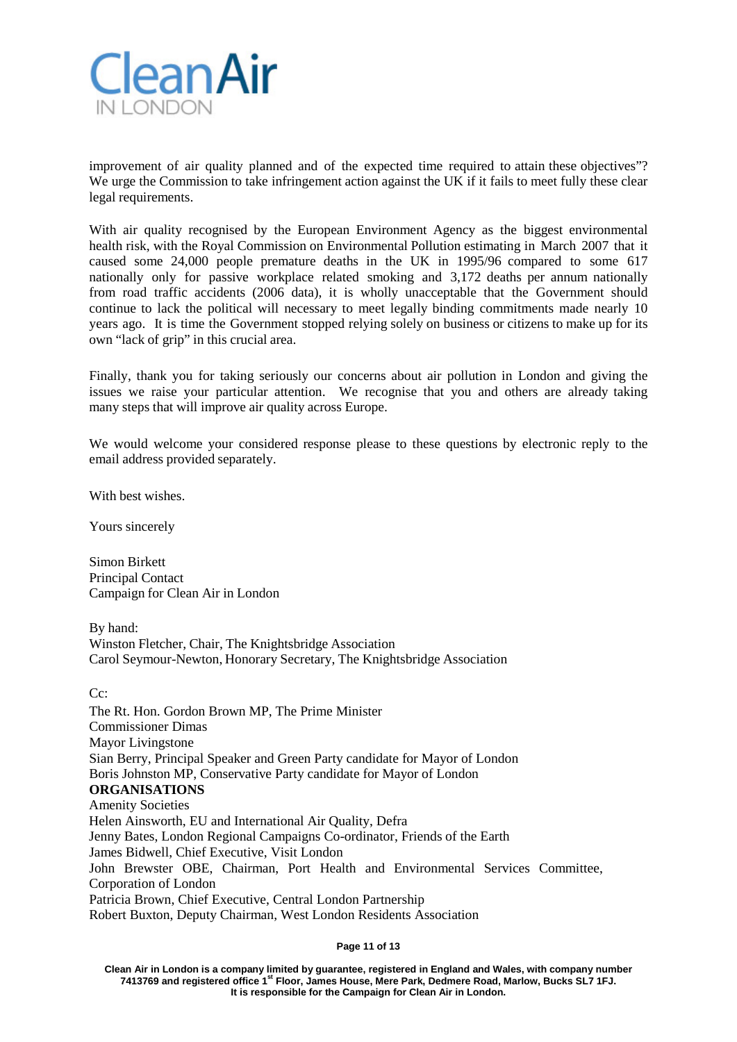improvement of air quality planned and of the expected time required to attain these objectives"? We urge the Commission to take infringement action against the UK if it fails to meet fully these clear legal requirements.

With air quality recognised by the European Environment Agency as the biggest environmental health risk, with the Royal Commission on Environmental Pollution estimating in March 2007 that it caused some 24,000 people premature deaths in the UK in 1995/96 compared to some 617 nationally only for passive workplace related smoking and 3,172 deaths per annum nationally from road traffic accidents (2006 data), it is wholly unacceptable that the Government should continue to lack the political will necessary to meet legally binding commitments made nearly 10 years ago. It is time the Government stopped relying solely on business or citizens to make up for its own "lack of grip" in this crucial area.

Finally, thank you for taking seriously our concerns about air pollution in London and giving the issues we raise your particular attention. We recognise that you and others are already taking many steps that will improve air quality across Europe.

We would welcome your considered response please to these questions by electronic reply to the email address provided separately.

With best wishes.

Yours sincerely

Simon Birkett
Principal Contact
Campaign for Clean Air in London

By hand:
Winston Fletcher, Chair, The Knightsbridge Association
Carol Seymour-Newton, Honorary Secretary, The Knightsbridge Association

Cc:
The Rt. Hon. Gordon Brown MP, The Prime Minister
Commissioner Dimas
Mayor Livingstone
Sian Berry, Principal Speaker and Green Party candidate for Mayor of London
Boris Johnston MP, Conservative Party candidate for Mayor of London
**ORGANISATIONS**
Amenity Societies
Helen Ainsworth, EU and International Air Quality, Defra
Jenny Bates, London Regional Campaigns Co-ordinator, Friends of the Earth
James Bidwell, Chief Executive, Visit London
John Brewster OBE, Chairman, Port Health and Environmental Services Committee, Corporation of London
Patricia Brown, Chief Executive, Central London Partnership
Robert Buxton, Deputy Chairman, West London Residents Association

Clean Air in London is a company limited by guarantee, registered in England and Wales, with company number 7413769 and registered office 1st Floor, James House, Mere Park, Dedmere Road, Marlow, Bucks SL7 1FJ. It is responsible for the Campaign for Clean Air in London.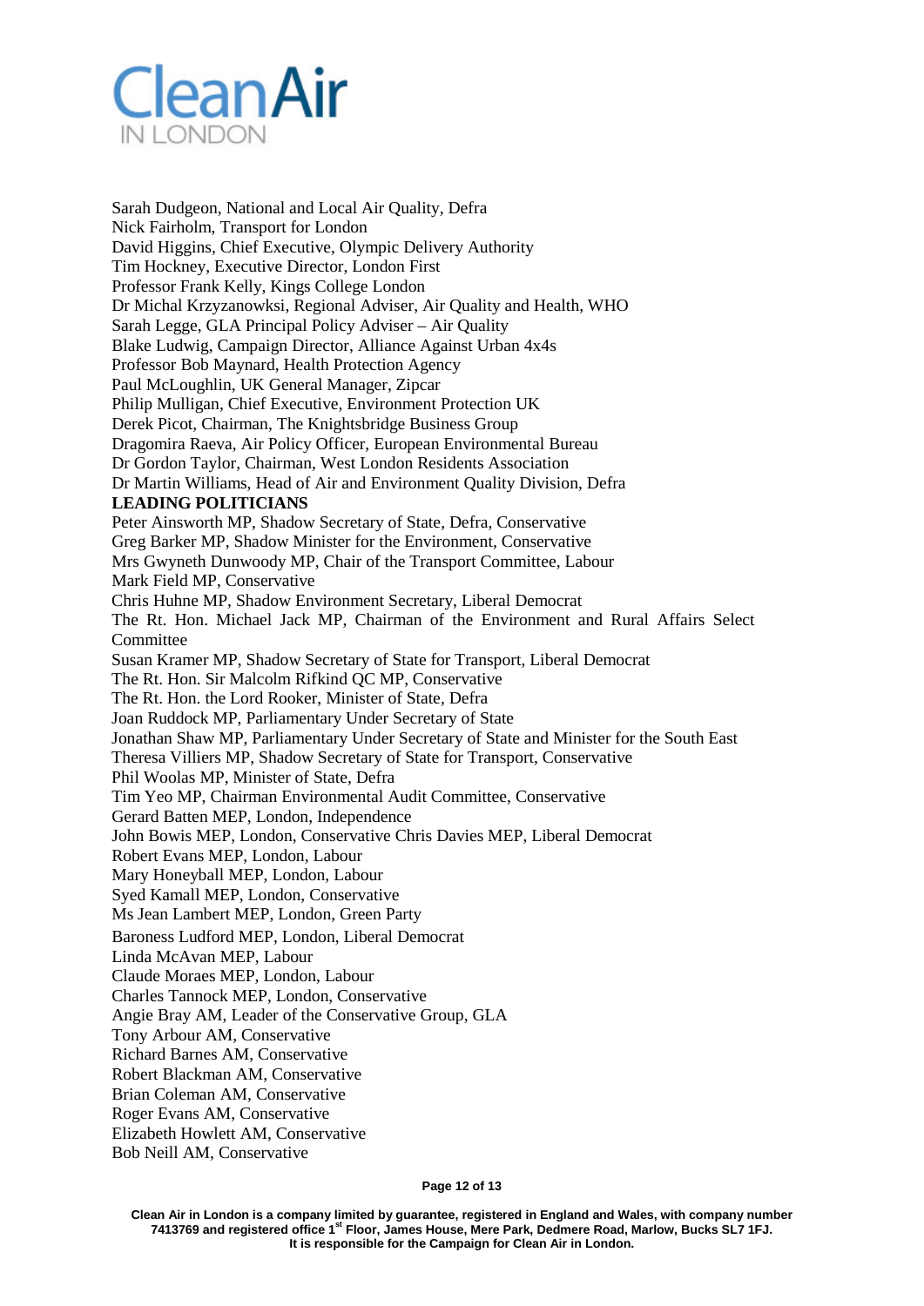Sarah Dudgeon, National and Local Air Quality, Defra
Nick Fairholm, Transport for London
David Higgins, Chief Executive, Olympic Delivery Authority
Tim Hockney, Executive Director, London First
Professor Frank Kelly, Kings College London
Dr Michal Krzyzanowksi, Regional Adviser, Air Quality and Health, WHO
Sarah Legge, GLA Principal Policy Adviser – Air Quality
Blake Ludwig, Campaign Director, Alliance Against Urban 4x4s
Professor Bob Maynard, Health Protection Agency
Paul McLoughlin, UK General Manager, Zipcar
Philip Mulligan, Chief Executive, Environment Protection UK
Derek Picot, Chairman, The Knightsbridge Business Group
Dragomira Raeva, Air Policy Officer, European Environmental Bureau
Dr Gordon Taylor, Chairman, West London Residents Association
Dr Martin Williams, Head of Air and Environment Quality Division, Defra

**LEADING POLITICIANS**

Peter Ainsworth MP, Shadow Secretary of State, Defra, Conservative
Greg Barker MP, Shadow Minister for the Environment, Conservative
Mrs Gwyneth Dunwoody MP, Chair of the Transport Committee, Labour
Mark Field MP, Conservative
Chris Huhne MP, Shadow Environment Secretary, Liberal Democrat
The Rt. Hon. Michael Jack MP, Chairman of the Environment and Rural Affairs Select Committee
Susan Kramer MP, Shadow Secretary of State for Transport, Liberal Democrat
The Rt. Hon. Sir Malcolm Rifkind QC MP, Conservative
The Rt. Hon. the Lord Rooker, Minister of State, Defra
Joan Ruddock MP, Parliamentary Under Secretary of State
Jonathan Shaw MP, Parliamentary Under Secretary of State and Minister for the South East
Theresa Villiers MP, Shadow Secretary of State for Transport, Conservative
Phil Woolas MP, Minister of State, Defra
Tim Yeo MP, Chairman Environmental Audit Committee, Conservative
Gerard Batten MEP, London, Independence
John Bowis MEP, London, Conservative Chris Davies MEP, Liberal Democrat
Robert Evans MEP, London, Labour
Mary Honeyball MEP, London, Labour
Syed Kamall MEP, London, Conservative
Ms Jean Lambert MEP, London, Green Party
Baroness Ludford MEP, London, Liberal Democrat
Linda McAvan MEP, Labour
Claude Moraes MEP, London, Labour
Charles Tannock MEP, London, Conservative
Angie Bray AM, Leader of the Conservative Group, GLA
Tony Arbour AM, Conservative
Richard Barnes AM, Conservative
Robert Blackman AM, Conservative
Brian Coleman AM, Conservative
Roger Evans AM, Conservative
Elizabeth Howlett AM, Conservative
Bob Neill AM, Conservative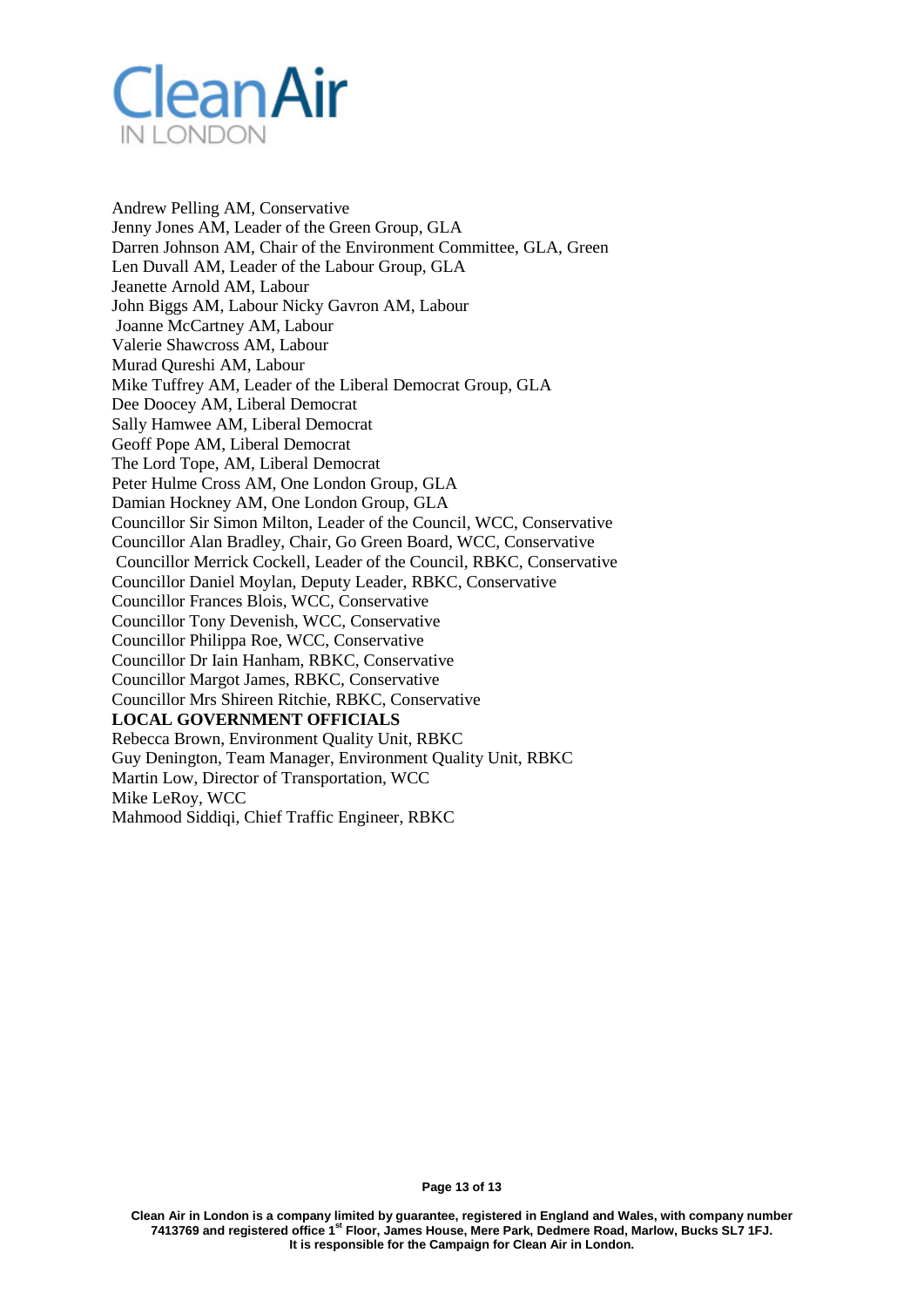Andrew Pelling AM, Conservative
Jenny Jones AM, Leader of the Green Group, GLA
Darren Johnson AM, Chair of the Environment Committee, GLA, Green
Len Duvall AM, Leader of the Labour Group, GLA
Jeanette Arnold AM, Labour
John Biggs AM, Labour Nicky Gavron AM, Labour
Joanne McCartney AM, Labour
Valerie Shawcross AM, Labour
Murad Qureshi AM, Labour
Mike Tuffrey AM, Leader of the Liberal Democrat Group, GLA
Dee Doocey AM, Liberal Democrat
Sally Hamwee AM, Liberal Democrat
Geoff Pope AM, Liberal Democrat
The Lord Tope, AM, Liberal Democrat
Peter Hulme Cross AM, One London Group, GLA
Damian Hockney AM, One London Group, GLA
Councillor Sir Simon Milton, Leader of the Council, WCC, Conservative
Councillor Alan Bradley, Chair, Go Green Board, WCC, Conservative
Councillor Merrick Cockell, Leader of the Council, RBKC, Conservative
Councillor Daniel Moylan, Deputy Leader, RBKC, Conservative
Councillor Frances Blois, WCC, Conservative
Councillor Tony Devenish, WCC, Conservative
Councillor Philippa Roe, WCC, Conservative
Councillor Dr Iain Hanham, RBKC, Conservative
Councillor Margot James, RBKC, Conservative
Councillor Mrs Shireen Ritchie, RBKC, Conservative

**LOCAL GOVERNMENT OFFICIALS**

Rebecca Brown, Environment Quality Unit, RBKC
Guy Denington, Team Manager, Environment Quality Unit, RBKC
Martin Low, Director of Transportation, WCC
Mike LeRoy, WCC
Mahmood Siddiqi, Chief Traffic Engineer, RBKC